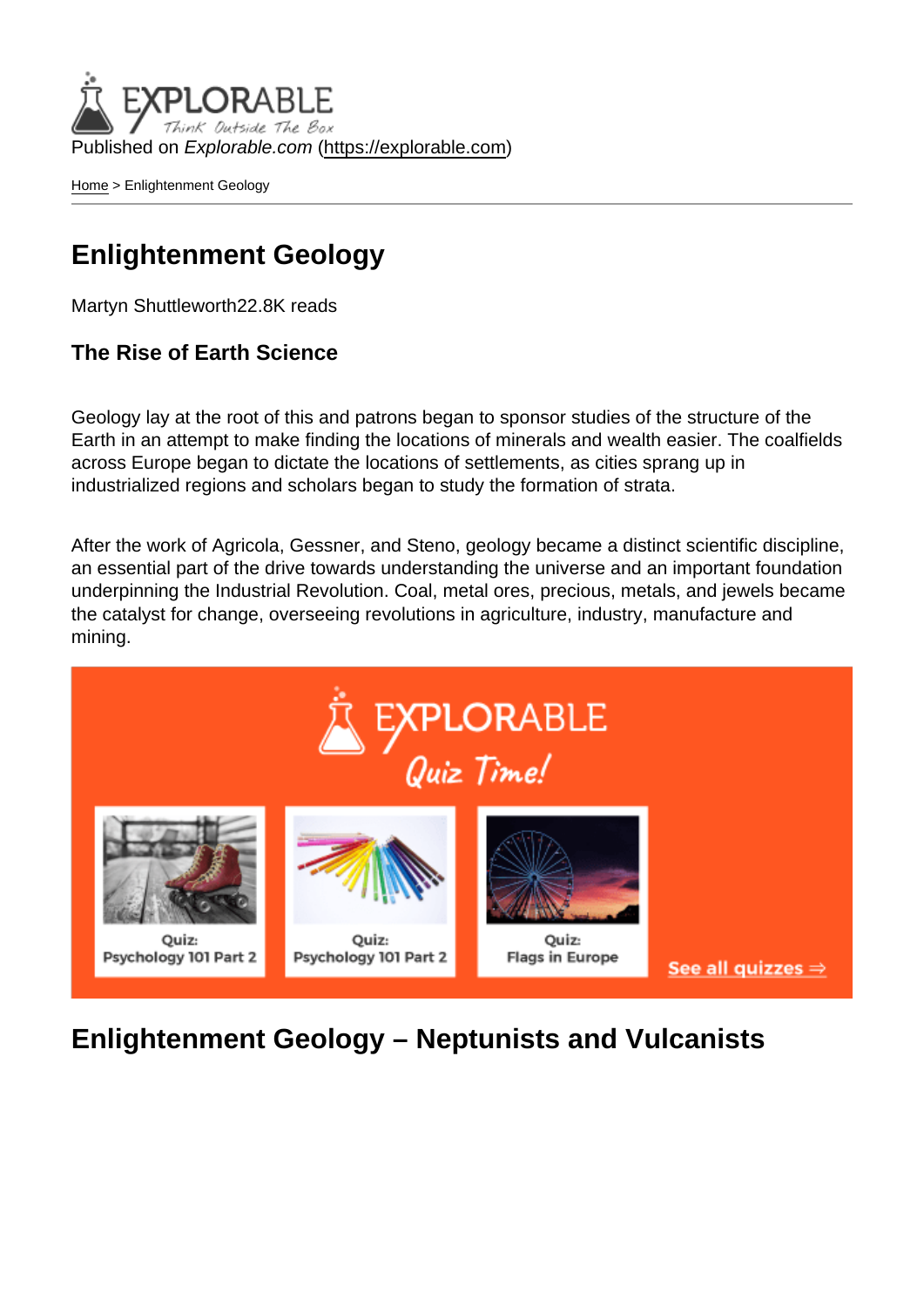Published on *Explorable.com* (https://explorable.com)

Home > Enlightenment Geology

# Enlightenment Geology

Martyn Shuttleworth22.8K reads

### The Rise of Earth Science

Geology lay at the root of this and patrons began to sponsor studies of the structure of the Earth in an attempt to make finding the locations of minerals and wealth easier. The coalfields across Europe began to dictate the locations of settlements, as cities sprang up in industrialized regions and scholars began to study the formation of strata.

After the work of Agricola, Gessner, and Steno, geology became a distinct scientific discipline, an essential part of the drive towards understanding the universe and an important foundation underpinning the Industrial Revolution. Coal, metal ores, precious, metals, and jewels became the catalyst for change, overseeing revolutions in agriculture, industry, manufacture and mining.

## Enlightenment Geology – Neptunists and Vulcanists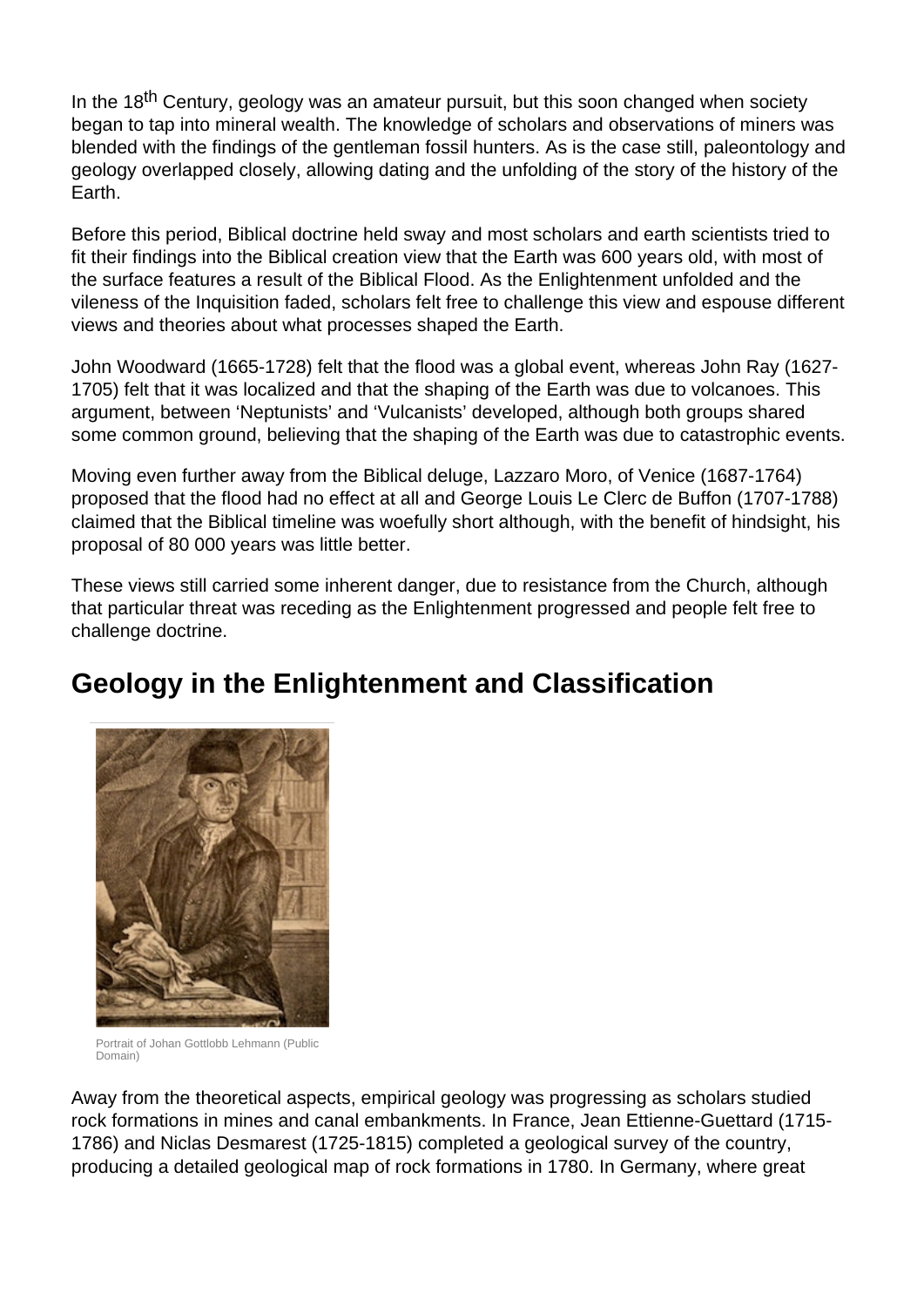In the 18th Century, geology was an amateur pursuit, but this soon changed when society began to tap into mineral wealth. The knowledge of scholars and observations of miners was blended with the findings of the gentleman fossil hunters. As is the case still, paleontology and geology overlapped closely, allowing dating and the unfolding of the story of the history of the Earth.

Before this period, Biblical doctrine held sway and most scholars and earth scientists tried to fit their findings into the Biblical creation view that the Earth was 600 years old, with most of the surface features a result of the Biblical Flood. As the Enlightenment unfolded and the vileness of the Inquisition faded, scholars felt free to challenge this view and espouse different views and theories about what processes shaped the Earth.

John Woodward (1665-1728) felt that the flood was a global event, whereas John Ray (1627-1705) felt that it was localized and that the shaping of the Earth was due to volcanoes. This argument, between 'Neptunists' and 'Vulcanists' developed, although both groups shared some common ground, believing that the shaping of the Earth was due to catastrophic events.

Moving even further away from the Biblical deluge, Lazzaro Moro, of Venice (1687-1764) proposed that the flood had no effect at all and George Louis Le Clerc de Buffon (1707-1788) claimed that the Biblical timeline was woefully short although, with the benefit of hindsight, his proposal of 80 000 years was little better.

These views still carried some inherent danger, due to resistance from the Church, although that particular threat was receding as the Enlightenment progressed and people felt free to challenge doctrine.

## Geology in the Enlightenment and Classification

Portrait of Johan Gottlobb Lehmann (Public Domain)

Away from the theoretical aspects, empirical geology was progressing as scholars studied rock formations in mines and canal embankments. In France, Jean Ettienne-Guettard (1715-1786) and Niclas Desmarest (1725-1815) completed a geological survey of the country, producing a detailed geological map of rock formations in 1780. In Germany, where great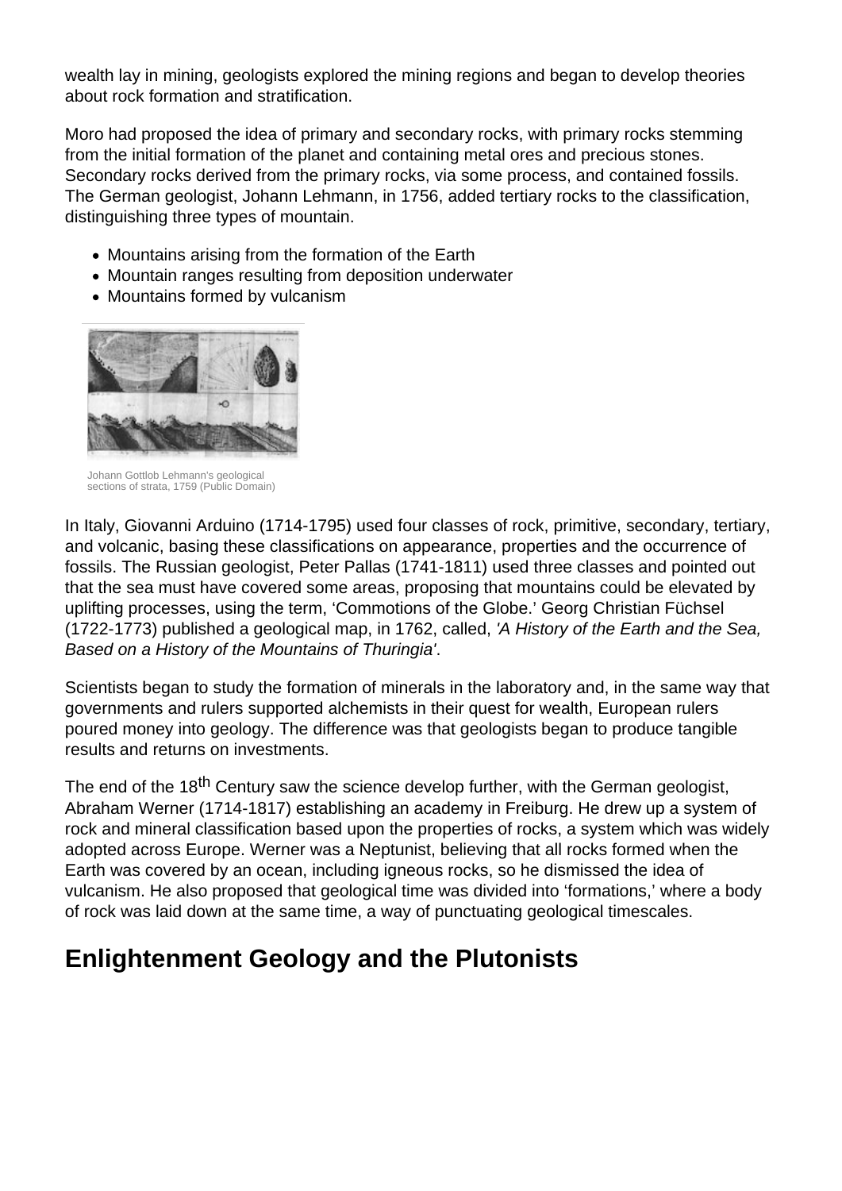wealth lay in mining, geologists explored the mining regions and began to develop theories about rock formation and stratification.

Moro had proposed the idea of primary and secondary rocks, with primary rocks stemming from the initial formation of the planet and containing metal ores and precious stones. Secondary rocks derived from the primary rocks, via some process, and contained fossils. The German geologist, Johann Lehmann, in 1756, added tertiary rocks to the classification, distinguishing three types of mountain.

- Mountains arising from the formation of the Earth
- Mountain ranges resulting from deposition underwater
- Mountains formed by vulcanism

Johann Gottlob Lehmann's geological sections of strata, 1759 (Public Domain)

In Italy, Giovanni Arduino (1714-1795) used four classes of rock, primitive, secondary, tertiary, and volcanic, basing these classifications on appearance, properties and the occurrence of fossils. The Russian geologist, Peter Pallas (1741-1811) used three classes and pointed out that the sea must have covered some areas, proposing that mountains could be elevated by uplifting processes, using the term, 'Commotions of the Globe.' Georg Christian Füchsel (1722-1773) published a geological map, in 1762, called, *'A History of the Earth and the Sea, Based on a History of the Mountains of Thuringia'*.

Scientists began to study the formation of minerals in the laboratory and, in the same way that governments and rulers supported alchemists in their quest for wealth, European rulers poured money into geology. The difference was that geologists began to produce tangible results and returns on investments.

The end of the 18th Century saw the science develop further, with the German geologist, Abraham Werner (1714-1817) establishing an academy in Freiburg. He drew up a system of rock and mineral classification based upon the properties of rocks, a system which was widely adopted across Europe. Werner was a Neptunist, believing that all rocks formed when the Earth was covered by an ocean, including igneous rocks, so he dismissed the idea of vulcanism. He also proposed that geological time was divided into 'formations,' where a body of rock was laid down at the same time, a way of punctuating geological timescales.

## Enlightenment Geology and the Plutonists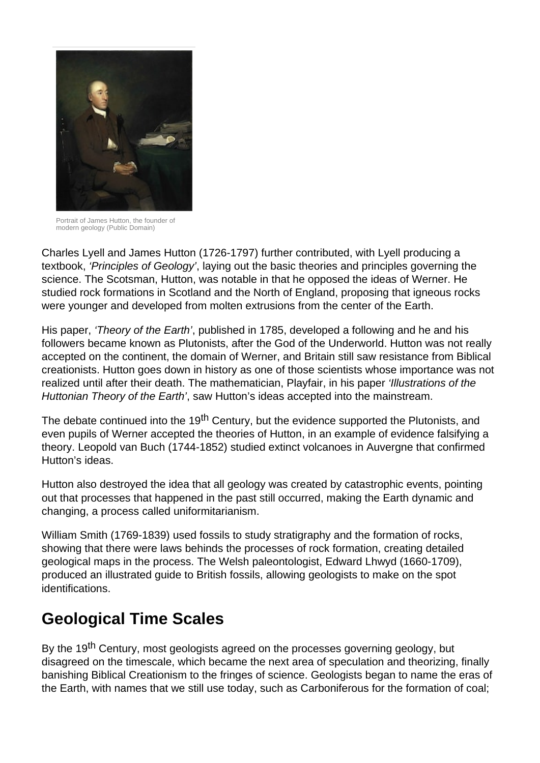Portrait of James Hutton, the founder of modern geology (Public Domain)

Charles Lyell and James Hutton (1726-1797) further contributed, with Lyell producing a textbook, *'Principles of Geology'*, laying out the basic theories and principles governing the science. The Scotsman, Hutton, was notable in that he opposed the ideas of Werner. He studied rock formations in Scotland and the North of England, proposing that igneous rocks were younger and developed from molten extrusions from the center of the Earth.

His paper, *'Theory of the Earth'*, published in 1785, developed a following and he and his followers became known as Plutonists, after the God of the Underworld. Hutton was not really accepted on the continent, the domain of Werner, and Britain still saw resistance from Biblical creationists. Hutton goes down in history as one of those scientists whose importance was not realized until after their death. The mathematician, Playfair, in his paper *'Illustrations of the Huttonian Theory of the Earth'*, saw Hutton's ideas accepted into the mainstream.

The debate continued into the 19th Century, but the evidence supported the Plutonists, and even pupils of Werner accepted the theories of Hutton, in an example of evidence falsifying a theory. Leopold van Buch (1744-1852) studied extinct volcanoes in Auvergne that confirmed Hutton's ideas.

Hutton also destroyed the idea that all geology was created by catastrophic events, pointing out that processes that happened in the past still occurred, making the Earth dynamic and changing, a process called uniformitarianism.

William Smith (1769-1839) used fossils to study stratigraphy and the formation of rocks, showing that there were laws behinds the processes of rock formation, creating detailed geological maps in the process. The Welsh paleontologist, Edward Lhwyd (1660-1709), produced an illustrated guide to British fossils, allowing geologists to make on the spot identifications.

## Geological Time Scales

By the 19th Century, most geologists agreed on the processes governing geology, but disagreed on the timescale, which became the next area of speculation and theorizing, finally banishing Biblical Creationism to the fringes of science. Geologists began to name the eras of the Earth, with names that we still use today, such as Carboniferous for the formation of coal;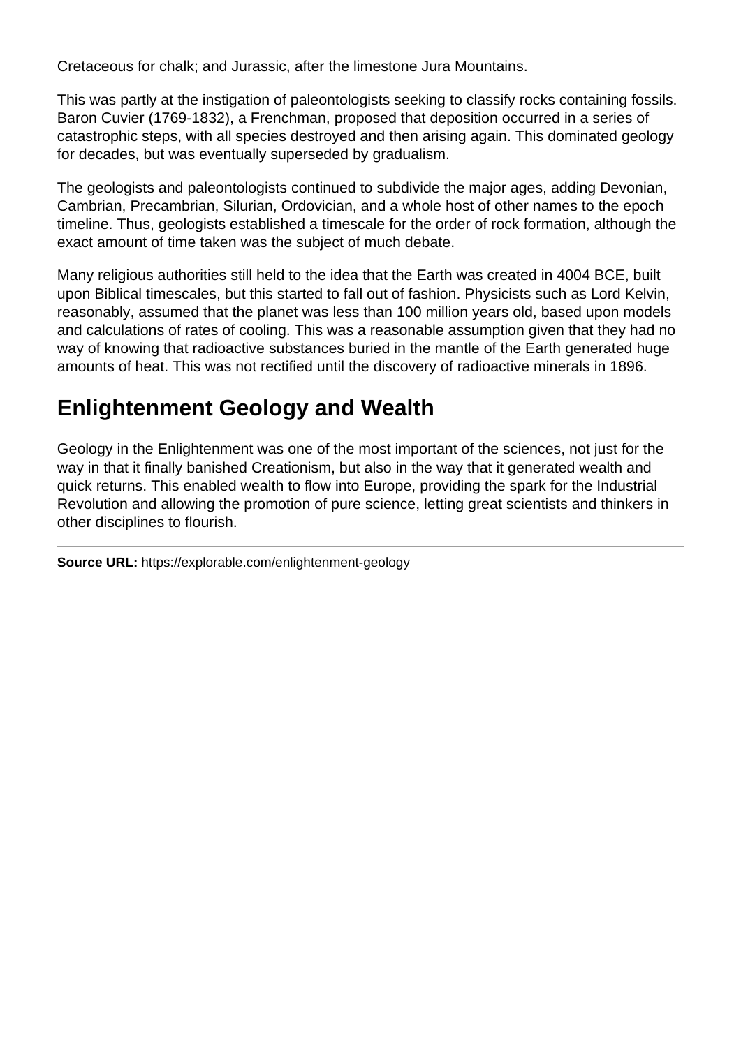Cretaceous for chalk; and Jurassic, after the limestone Jura Mountains.

This was partly at the instigation of paleontologists seeking to classify rocks containing fossils. Baron Cuvier (1769-1832), a Frenchman, proposed that deposition occurred in a series of catastrophic steps, with all species destroyed and then arising again. This dominated geology for decades, but was eventually superseded by gradualism.

The geologists and paleontologists continued to subdivide the major ages, adding Devonian, Cambrian, Precambrian, Silurian, Ordovician, and a whole host of other names to the epoch timeline. Thus, geologists established a timescale for the order of rock formation, although the exact amount of time taken was the subject of much debate.

Many religious authorities still held to the idea that the Earth was created in 4004 BCE, built upon Biblical timescales, but this started to fall out of fashion. Physicists such as Lord Kelvin, reasonably, assumed that the planet was less than 100 million years old, based upon models and calculations of rates of cooling. This was a reasonable assumption given that they had no way of knowing that radioactive substances buried in the mantle of the Earth generated huge amounts of heat. This was not rectified until the discovery of radioactive minerals in 1896.

## Enlightenment Geology and Wealth

Geology in the Enlightenment was one of the most important of the sciences, not just for the way in that it finally banished Creationism, but also in the way that it generated wealth and quick returns. This enabled wealth to flow into Europe, providing the spark for the Industrial Revolution and allowing the promotion of pure science, letting great scientists and thinkers in other disciplines to flourish.

---

**Source URL:** https://explorable.com/enlightenment-geology